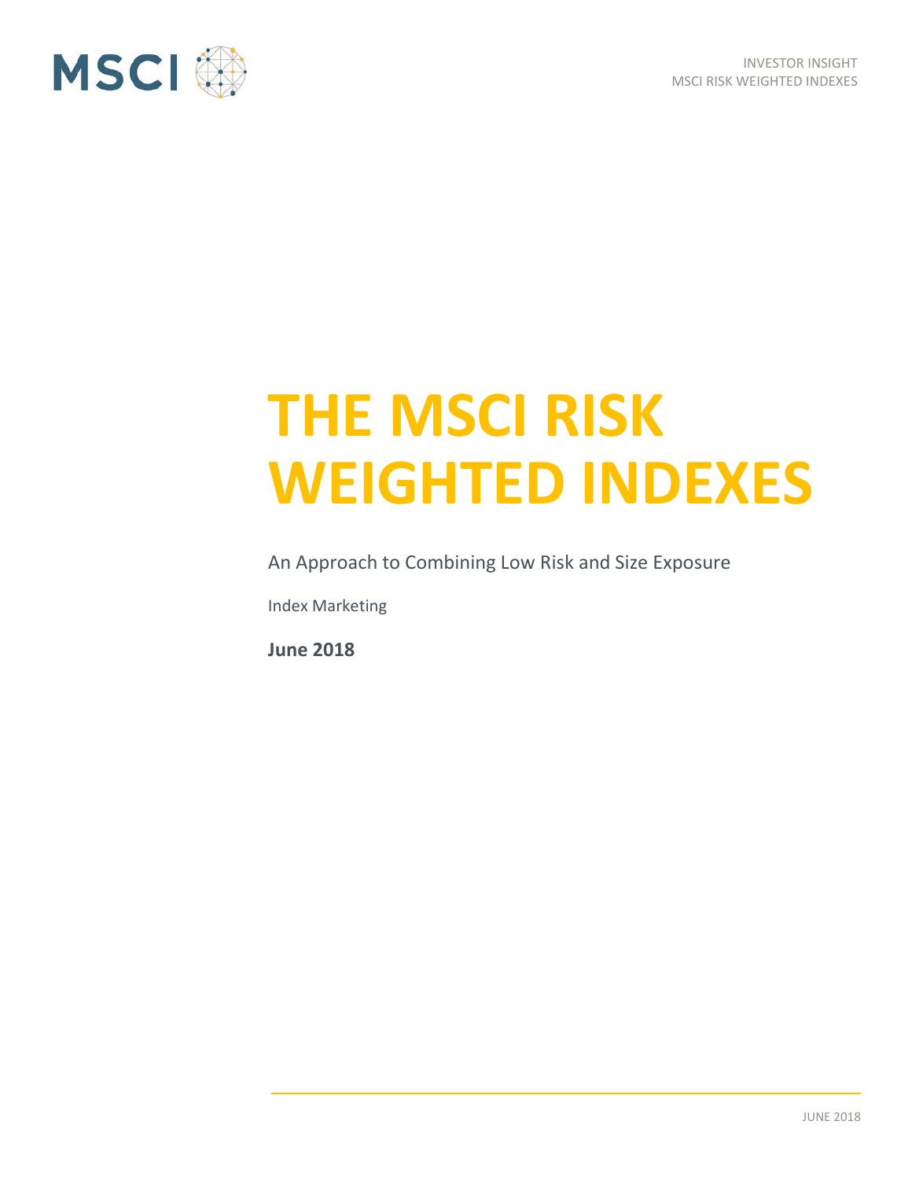# THE MSCI RISK WEIGHTED INDEXES

An Approach to Combining Low Risk and Size Exposure

Index Marketing

**June 2018**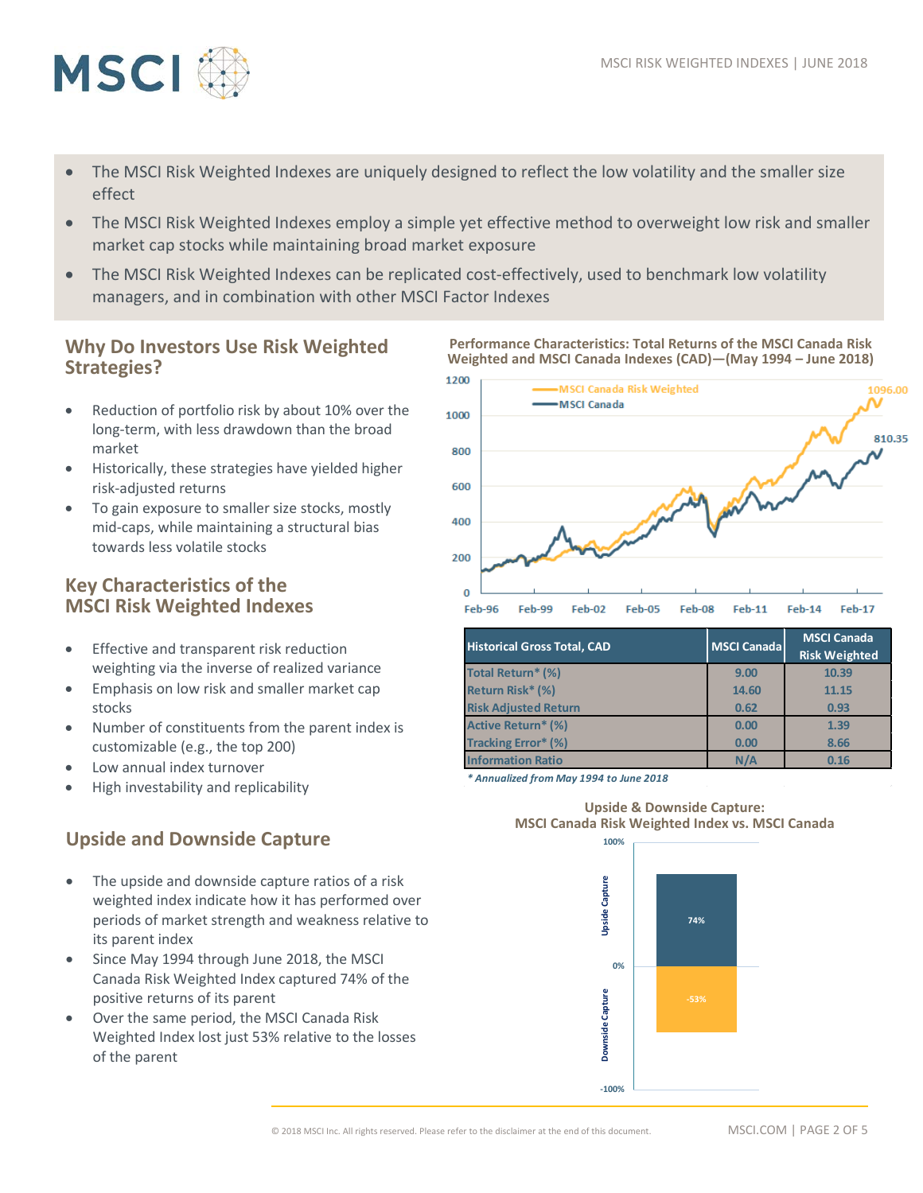- The MSCI Risk Weighted Indexes are uniquely designed to reflect the low volatility and the smaller size effect
- The MSCI Risk Weighted Indexes employ a simple yet effective method to overweight low risk and smaller market cap stocks while maintaining broad market exposure
- The MSCI Risk Weighted Indexes can be replicated cost-effectively, used to benchmark low volatility managers, and in combination with other MSCI Factor Indexes

## Why Do Investors Use Risk Weighted Strategies?

- Reduction of portfolio risk by about 10% over the long-term, with less drawdown than the broad market
- Historically, these strategies have yielded higher risk-adjusted returns
- To gain exposure to smaller size stocks, mostly mid-caps, while maintaining a structural bias towards less volatile stocks

## Key Characteristics of the MSCI Risk Weighted Indexes

- Effective and transparent risk reduction weighting via the inverse of realized variance
- Emphasis on low risk and smaller market cap stocks
- Number of constituents from the parent index is customizable (e.g., the top 200)
- Low annual index turnover
- High investability and replicability

## Upside and Downside Capture

- The upside and downside capture ratios of a risk weighted index indicate how it has performed over periods of market strength and weakness relative to its parent index
- Since May 1994 through June 2018, the MSCI Canada Risk Weighted Index captured 74% of the positive returns of its parent
- Over the same period, the MSCI Canada Risk Weighted Index lost just 53% relative to the losses of the parent

**Performance Characteristics: Total Returns of the MSCI Canada Risk Weighted and MSCI Canada Indexes (CAD)—(May 1994 – June 2018)**

| Historical Gross Total, CAD | MSCI Canada | MSCI Canada Risk Weighted |
|---|---|---|
| Total Return* (%) | 9.00 | 10.39 |
| Return Risk* (%) | 14.60 | 11.15 |
| Risk Adjusted Return | 0.62 | 0.93 |
| Active Return* (%) | 0.00 | 1.39 |
| Tracking Error* (%) | 0.00 | 8.66 |
| Information Ratio | N/A | 0.16 |

*\* Annualized from May 1994 to June 2018*

**Upside & Downside Capture: MSCI Canada Risk Weighted Index vs. MSCI Canada**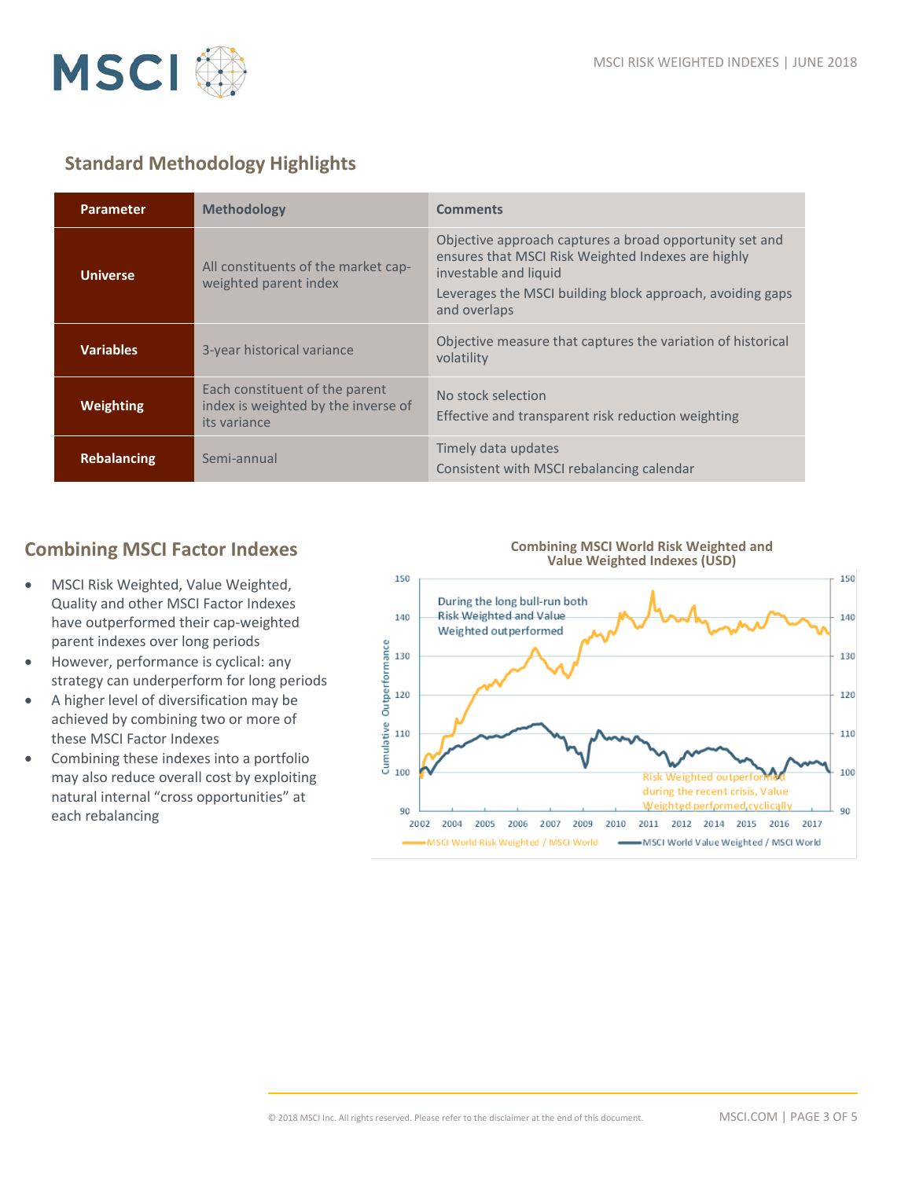## Standard Methodology Highlights

| Parameter | Methodology | Comments |
|---|---|---|
| **Universe** | All constituents of the market cap-weighted parent index | Objective approach captures a broad opportunity set and ensures that MSCI Risk Weighted Indexes are highly investable and liquid<br>Leverages the MSCI building block approach, avoiding gaps and overlaps |
| **Variables** | 3-year historical variance | Objective measure that captures the variation of historical volatility |
| **Weighting** | Each constituent of the parent index is weighted by the inverse of its variance | No stock selection<br>Effective and transparent risk reduction weighting |
| **Rebalancing** | Semi-annual | Timely data updates<br>Consistent with MSCI rebalancing calendar |

## Combining MSCI Factor Indexes

- MSCI Risk Weighted, Value Weighted, Quality and other MSCI Factor Indexes have outperformed their cap-weighted parent indexes over long periods
- However, performance is cyclical: any strategy can underperform for long periods
- A higher level of diversification may be achieved by combining two or more of these MSCI Factor Indexes
- Combining these indexes into a portfolio may also reduce overall cost by exploiting natural internal "cross opportunities" at each rebalancing

**Combining MSCI World Risk Weighted and Value Weighted Indexes (USD)**

During the long bull-run both Risk Weighted and Value Weighted outperformed

Risk Weighted outperformed during the recent crisis, Value Weighted performed cyclically

Cumulative Outperformance (90–150), 2002–2017

— MSCI World Risk Weighted / MSCI World — MSCI World Value Weighted / MSCI World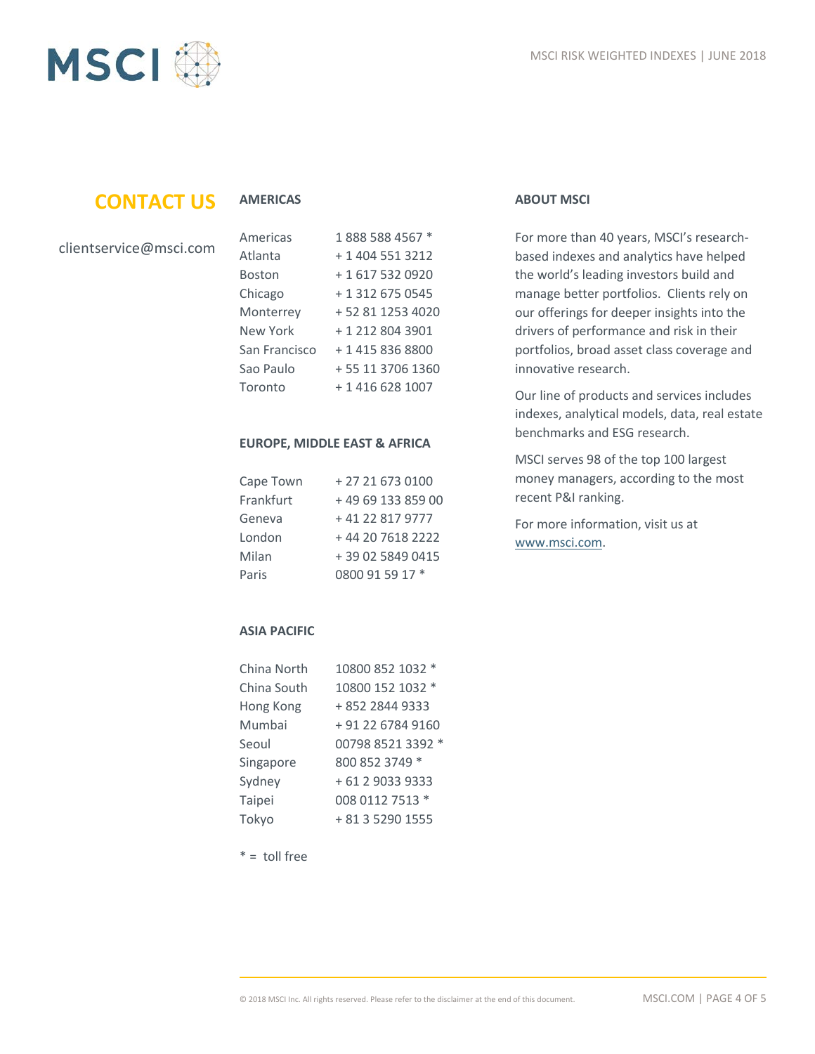## CONTACT US

clientservice@msci.com

### AMERICAS

| | |
|---|---|
| Americas | 1 888 588 4567 * |
| Atlanta | + 1 404 551 3212 |
| Boston | + 1 617 532 0920 |
| Chicago | + 1 312 675 0545 |
| Monterrey | + 52 81 1253 4020 |
| New York | + 1 212 804 3901 |
| San Francisco | + 1 415 836 8800 |
| Sao Paulo | + 55 11 3706 1360 |
| Toronto | + 1 416 628 1007 |

### EUROPE, MIDDLE EAST & AFRICA

| | |
|---|---|
| Cape Town | + 27 21 673 0100 |
| Frankfurt | + 49 69 133 859 00 |
| Geneva | + 41 22 817 9777 |
| London | + 44 20 7618 2222 |
| Milan | + 39 02 5849 0415 |
| Paris | 0800 91 59 17 * |

### ASIA PACIFIC

| | |
|---|---|
| China North | 10800 852 1032 * |
| China South | 10800 152 1032 * |
| Hong Kong | + 852 2844 9333 |
| Mumbai | + 91 22 6784 9160 |
| Seoul | 00798 8521 3392 * |
| Singapore | 800 852 3749 * |
| Sydney | + 61 2 9033 9333 |
| Taipei | 008 0112 7513 * |
| Tokyo | + 81 3 5290 1555 |

* = toll free

### ABOUT MSCI

For more than 40 years, MSCI's research-based indexes and analytics have helped the world's leading investors build and manage better portfolios. Clients rely on our offerings for deeper insights into the drivers of performance and risk in their portfolios, broad asset class coverage and innovative research.

Our line of products and services includes indexes, analytical models, data, real estate benchmarks and ESG research.

MSCI serves 98 of the top 100 largest money managers, according to the most recent P&I ranking.

For more information, visit us at www.msci.com.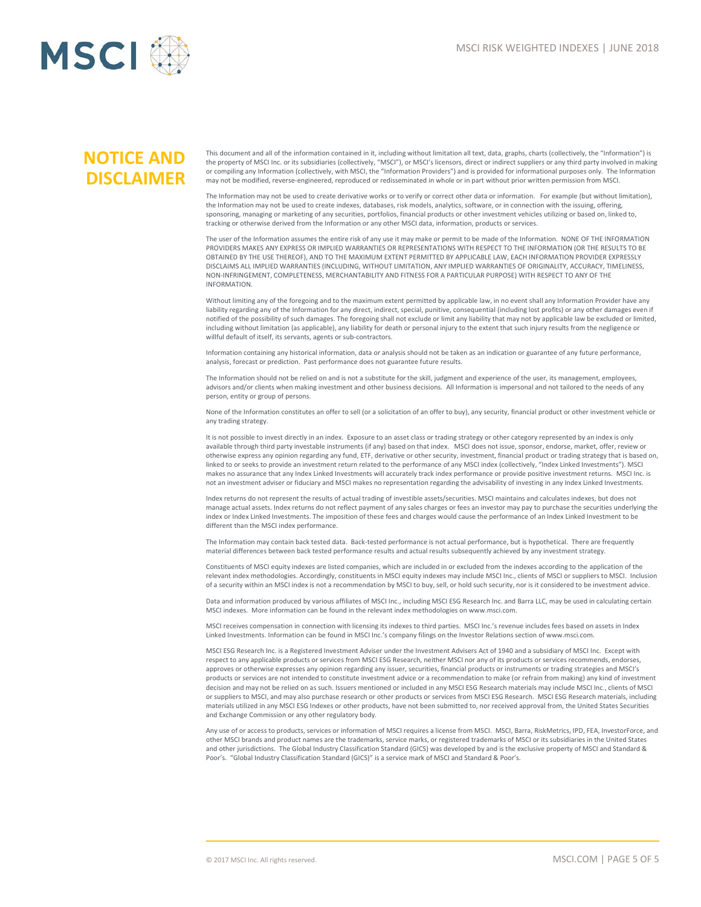# NOTICE AND DISCLAIMER

This document and all of the information contained in it, including without limitation all text, data, graphs, charts (collectively, the "Information") is the property of MSCI Inc. or its subsidiaries (collectively, "MSCI"), or MSCI's licensors, direct or indirect suppliers or any third party involved in making or compiling any Information (collectively, with MSCI, the "Information Providers") and is provided for informational purposes only. The Information may not be modified, reverse-engineered, reproduced or redisseminated in whole or in part without prior written permission from MSCI.

The Information may not be used to create derivative works or to verify or correct other data or information. For example (but without limitation), the Information may not be used to create indexes, databases, risk models, analytics, software, or in connection with the issuing, offering, sponsoring, managing or marketing of any securities, portfolios, financial products or other investment vehicles utilizing or based on, linked to, tracking or otherwise derived from the Information or any other MSCI data, information, products or services.

The user of the Information assumes the entire risk of any use it may make or permit to be made of the Information. NONE OF THE INFORMATION PROVIDERS MAKES ANY EXPRESS OR IMPLIED WARRANTIES OR REPRESENTATIONS WITH RESPECT TO THE INFORMATION (OR THE RESULTS TO BE OBTAINED BY THE USE THEREOF), AND TO THE MAXIMUM EXTENT PERMITTED BY APPLICABLE LAW, EACH INFORMATION PROVIDER EXPRESSLY DISCLAIMS ALL IMPLIED WARRANTIES (INCLUDING, WITHOUT LIMITATION, ANY IMPLIED WARRANTIES OF ORIGINALITY, ACCURACY, TIMELINESS, NON-INFRINGEMENT, COMPLETENESS, MERCHANTABILITY AND FITNESS FOR A PARTICULAR PURPOSE) WITH RESPECT TO ANY OF THE INFORMATION.

Without limiting any of the foregoing and to the maximum extent permitted by applicable law, in no event shall any Information Provider have any liability regarding any of the Information for any direct, indirect, special, punitive, consequential (including lost profits) or any other damages even if notified of the possibility of such damages. The foregoing shall not exclude or limit any liability that may not by applicable law be excluded or limited, including without limitation (as applicable), any liability for death or personal injury to the extent that such injury results from the negligence or willful default of itself, its servants, agents or sub-contractors.

Information containing any historical information, data or analysis should not be taken as an indication or guarantee of any future performance, analysis, forecast or prediction. Past performance does not guarantee future results.

The Information should not be relied on and is not a substitute for the skill, judgment and experience of the user, its management, employees, advisors and/or clients when making investment and other business decisions. All Information is impersonal and not tailored to the needs of any person, entity or group of persons.

None of the Information constitutes an offer to sell (or a solicitation of an offer to buy), any security, financial product or other investment vehicle or any trading strategy.

It is not possible to invest directly in an index. Exposure to an asset class or trading strategy or other category represented by an index is only available through third party investable instruments (if any) based on that index. MSCI does not issue, sponsor, endorse, market, offer, review or otherwise express any opinion regarding any fund, ETF, derivative or other security, investment, financial product or trading strategy that is based on, linked to or seeks to provide an investment return related to the performance of any MSCI index (collectively, "Index Linked Investments"). MSCI makes no assurance that any Index Linked Investments will accurately track index performance or provide positive investment returns. MSCI Inc. is not an investment adviser or fiduciary and MSCI makes no representation regarding the advisability of investing in any Index Linked Investments.

Index returns do not represent the results of actual trading of investible assets/securities. MSCI maintains and calculates indexes, but does not manage actual assets. Index returns do not reflect payment of any sales charges or fees an investor may pay to purchase the securities underlying the index or Index Linked Investments. The imposition of these fees and charges would cause the performance of an Index Linked Investment to be different than the MSCI index performance.

The Information may contain back tested data. Back-tested performance is not actual performance, but is hypothetical. There are frequently material differences between back tested performance results and actual results subsequently achieved by any investment strategy.

Constituents of MSCI equity indexes are listed companies, which are included in or excluded from the indexes according to the application of the relevant index methodologies. Accordingly, constituents in MSCI equity indexes may include MSCI Inc., clients of MSCI or suppliers to MSCI. Inclusion of a security within an MSCI index is not a recommendation by MSCI to buy, sell, or hold such security, nor is it considered to be investment advice.

Data and information produced by various affiliates of MSCI Inc., including MSCI ESG Research Inc. and Barra LLC, may be used in calculating certain MSCI indexes. More information can be found in the relevant index methodologies on www.msci.com.

MSCI receives compensation in connection with licensing its indexes to third parties. MSCI Inc.'s revenue includes fees based on assets in Index Linked Investments. Information can be found in MSCI Inc.'s company filings on the Investor Relations section of www.msci.com.

MSCI ESG Research Inc. is a Registered Investment Adviser under the Investment Advisers Act of 1940 and a subsidiary of MSCI Inc. Except with respect to any applicable products or services from MSCI ESG Research, neither MSCI nor any of its products or services recommends, endorses, approves or otherwise expresses any opinion regarding any issuer, securities, financial products or instruments or trading strategies and MSCI's products or services are not intended to constitute investment advice or a recommendation to make (or refrain from making) any kind of investment decision and may not be relied on as such. Issuers mentioned or included in any MSCI ESG Research materials may include MSCI Inc., clients of MSCI or suppliers to MSCI, and may also purchase research or other products or services from MSCI ESG Research. MSCI ESG Research materials, including materials utilized in any MSCI ESG Indexes or other products, have not been submitted to, nor received approval from, the United States Securities and Exchange Commission or any other regulatory body.

Any use of or access to products, services or information of MSCI requires a license from MSCI. MSCI, Barra, RiskMetrics, IPD, FEA, InvestorForce, and other MSCI brands and product names are the trademarks, service marks, or registered trademarks of MSCI or its subsidiaries in the United States and other jurisdictions. The Global Industry Classification Standard (GICS) was developed by and is the exclusive property of MSCI and Standard & Poor's. "Global Industry Classification Standard (GICS)" is a service mark of MSCI and Standard & Poor's.

© 2017 MSCI Inc. All rights reserved.